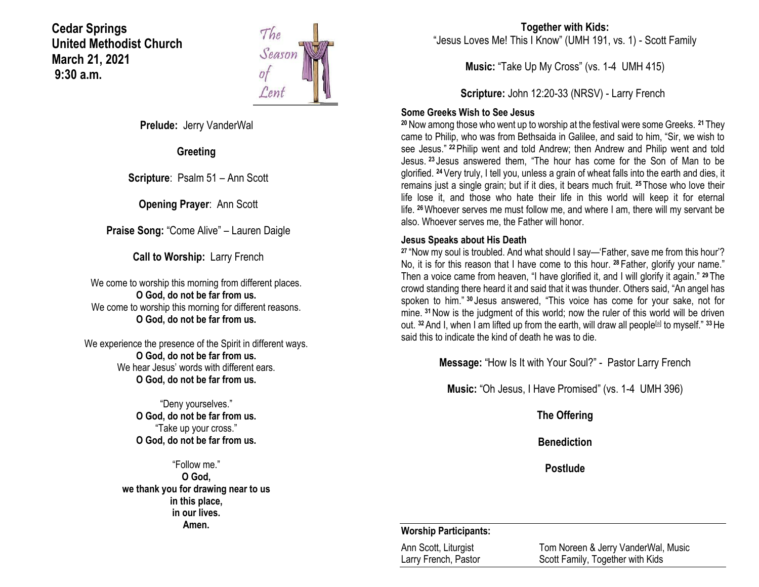**Cedar Springs**
**United Methodist Church**
**March 21, 2021**
**9:30 a.m.**

The Season of Lent

**Prelude:** Jerry VanderWal

**Greeting**

**Scripture**: Psalm 51 – Ann Scott

**Opening Prayer**: Ann Scott

**Praise Song:** "Come Alive" – Lauren Daigle

**Call to Worship:** Larry French

We come to worship this morning from different places.
**O God, do not be far from us.**
We come to worship this morning for different reasons.
**O God, do not be far from us.**

We experience the presence of the Spirit in different ways.
**O God, do not be far from us.**
We hear Jesus' words with different ears.
**O God, do not be far from us.**

"Deny yourselves."
**O God, do not be far from us.**
"Take up your cross."
**O God, do not be far from us.**

"Follow me."
**O God,**
**we thank you for drawing near to us**
**in this place,**
**in our lives.**
**Amen.**

**Together with Kids:**
"Jesus Loves Me! This I Know" (UMH 191, vs. 1) - Scott Family

**Music:** "Take Up My Cross" (vs. 1-4 UMH 415)

**Scripture:** John 12:20-33 (NRSV) - Larry French

**Some Greeks Wish to See Jesus**

[20] Now among those who went up to worship at the festival were some Greeks. [21] They came to Philip, who was from Bethsaida in Galilee, and said to him, "Sir, we wish to see Jesus." [22] Philip went and told Andrew; then Andrew and Philip went and told Jesus. [23] Jesus answered them, "The hour has come for the Son of Man to be glorified. [24] Very truly, I tell you, unless a grain of wheat falls into the earth and dies, it remains just a single grain; but if it dies, it bears much fruit. [25] Those who love their life lose it, and those who hate their life in this world will keep it for eternal life. [26] Whoever serves me must follow me, and where I am, there will my servant be also. Whoever serves me, the Father will honor.

**Jesus Speaks about His Death**

[27] "Now my soul is troubled. And what should I say—'Father, save me from this hour'? No, it is for this reason that I have come to this hour. [28] Father, glorify your name." Then a voice came from heaven, "I have glorified it, and I will glorify it again." [29] The crowd standing there heard it and said that it was thunder. Others said, "An angel has spoken to him." [30] Jesus answered, "This voice has come for your sake, not for mine. [31] Now is the judgment of this world; now the ruler of this world will be driven out. [32] And I, when I am lifted up from the earth, will draw all people[a] to myself." [33] He said this to indicate the kind of death he was to die.

**Message:** "How Is It with Your Soul?" - Pastor Larry French

**Music:** "Oh Jesus, I Have Promised" (vs. 1-4 UMH 396)

**The Offering**

**Benediction**

**Postlude**

**Worship Participants:**

| | |
|---|---|
| Ann Scott, Liturgist | Tom Noreen & Jerry VanderWal, Music |
| Larry French, Pastor | Scott Family, Together with Kids |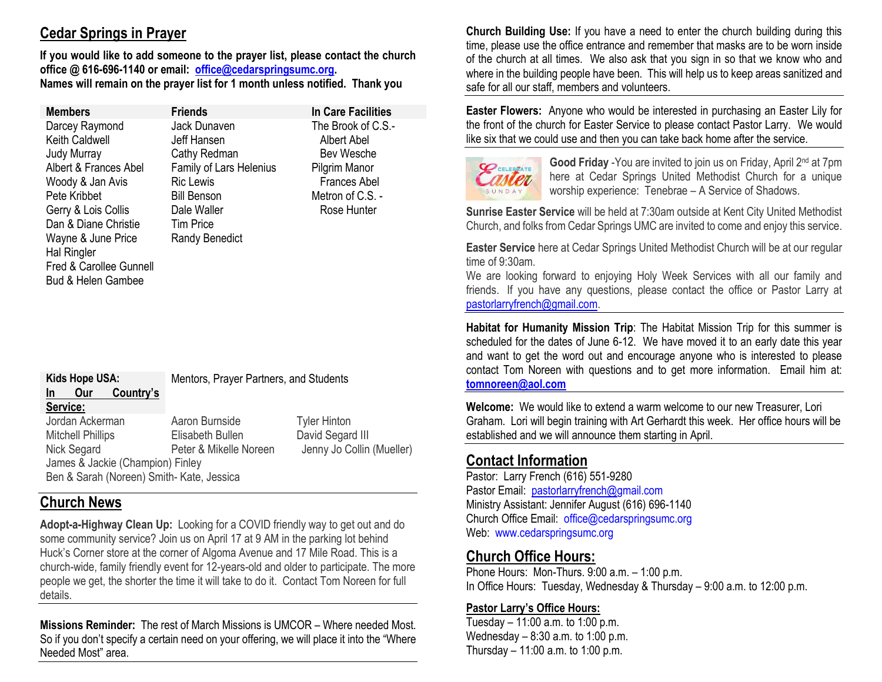## Cedar Springs in Prayer

**If you would like to add someone to the prayer list, please contact the church office @ 616-696-1140 or email: office@cedarspringsumc.org. Names will remain on the prayer list for 1 month unless notified. Thank you**

| Members | Friends | In Care Facilities |
|---|---|---|
| Darcey Raymond | Jack Dunaven | The Brook of C.S.- |
| Keith Caldwell | Jeff Hansen | Albert Abel |
| Judy Murray | Cathy Redman | Bev Wesche |
| Albert & Frances Abel | Family of Lars Helenius | Pilgrim Manor |
| Woody & Jan Avis | Ric Lewis | Frances Abel |
| Pete Kribbet | Bill Benson | Metron of C.S. - |
| Gerry & Lois Collis | Dale Waller | Rose Hunter |
| Dan & Diane Christie | Tim Price | |
| Wayne & June Price | Randy Benedict | |
| Hal Ringler | | |
| Fred & Carollee Gunnell | | |
| Bud & Helen Gambee | | |

**Kids Hope USA:** Mentors, Prayer Partners, and Students

**In Our Country's Service:**

| | | |
|---|---|---|
| Jordan Ackerman | Aaron Burnside | Tyler Hinton |
| Mitchell Phillips | Elisabeth Bullen | David Segard III |
| Nick Segard | Peter & Mikelle Noreen | Jenny Jo Collin (Mueller) |

James & Jackie (Champion) Finley
Ben & Sarah (Noreen) Smith- Kate, Jessica

## Church News

**Adopt-a-Highway Clean Up:** Looking for a COVID friendly way to get out and do some community service? Join us on April 17 at 9 AM in the parking lot behind Huck's Corner store at the corner of Algoma Avenue and 17 Mile Road. This is a church-wide, family friendly event for 12-years-old and older to participate. The more people we get, the shorter the time it will take to do it. Contact Tom Noreen for full details.

**Missions Reminder:** The rest of March Missions is UMCOR – Where needed Most. So if you don't specify a certain need on your offering, we will place it into the "Where Needed Most" area.

**Church Building Use:** If you have a need to enter the church building during this time, please use the office entrance and remember that masks are to be worn inside of the church at all times. We also ask that you sign in so that we know who and where in the building people have been. This will help us to keep areas sanitized and safe for all our staff, members and volunteers.

**Easter Flowers:** Anyone who would be interested in purchasing an Easter Lily for the front of the church for Easter Service to please contact Pastor Larry. We would like six that we could use and then you can take back home after the service.

**Good Friday** -You are invited to join us on Friday, April 2nd at 7pm here at Cedar Springs United Methodist Church for a unique worship experience: Tenebrae – A Service of Shadows.

**Sunrise Easter Service** will be held at 7:30am outside at Kent City United Methodist Church, and folks from Cedar Springs UMC are invited to come and enjoy this service.

**Easter Service** here at Cedar Springs United Methodist Church will be at our regular time of 9:30am.
We are looking forward to enjoying Holy Week Services with all our family and friends. If you have any questions, please contact the office or Pastor Larry at pastorlarryfrench@gmail.com.

**Habitat for Humanity Mission Trip**: The Habitat Mission Trip for this summer is scheduled for the dates of June 6-12. We have moved it to an early date this year and want to get the word out and encourage anyone who is interested to please contact Tom Noreen with questions and to get more information. Email him at: **tomnoreen@aol.com**

**Welcome:** We would like to extend a warm welcome to our new Treasurer, Lori Graham. Lori will begin training with Art Gerhardt this week. Her office hours will be established and we will announce them starting in April.

## Contact Information

Pastor: Larry French (616) 551-9280
Pastor Email: pastorlarryfrench@gmail.com
Ministry Assistant: Jennifer August (616) 696-1140
Church Office Email: office@cedarspringsumc.org
Web: www.cedarspringsumc.org

## Church Office Hours:

Phone Hours: Mon-Thurs. 9:00 a.m. – 1:00 p.m.
In Office Hours: Tuesday, Wednesday & Thursday – 9:00 a.m. to 12:00 p.m.

### Pastor Larry's Office Hours:

Tuesday – 11:00 a.m. to 1:00 p.m.
Wednesday – 8:30 a.m. to 1:00 p.m.
Thursday – 11:00 a.m. to 1:00 p.m.